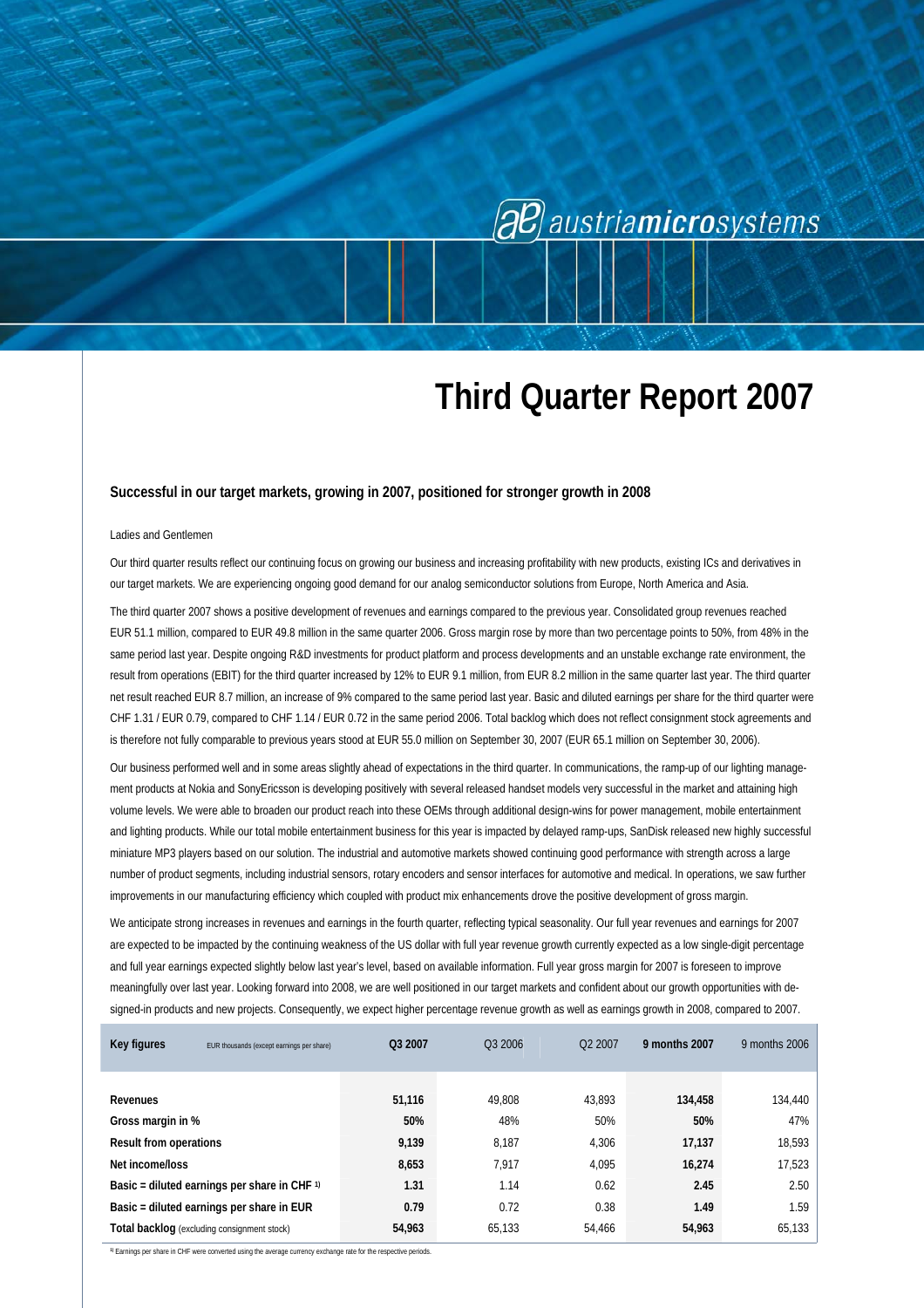# Third Quarter Report 2007

### Successful in our target markets, growing in 2007, positioned for stronger growth in 2008

Ladies and Gentlemen

Our third quarter results reflect our continuing focus on growing our business and increasing profitability with new products, existing ICs and derivatives in our target markets. We are experiencing ongoing good demand for our analog semiconductor solutions from Europe, North America and Asia.

The third quarter 2007 shows a positive development of revenues and earnings compared to the previous year. Consolidated group revenues reached EUR 51.1 million, compared to EUR 49.8 million in the same quarter 2006. Gross margin rose by more than two percentage points to 50%, from 48% in the same period last year. Despite ongoing R&D investments for product platform and process developments and an unstable exchange rate environment, the result from operations (EBIT) for the third quarter increased by 12% to EUR 9.1 million, from EUR 8.2 million in the same quarter last year. The third quarter net result reached EUR 8.7 million, an increase of 9% compared to the same period last year. Basic and diluted earnings per share for the third quarter were CHF 1.31 / EUR 0.79, compared to CHF 1.14 / EUR 0.72 in the same period 2006. Total backlog which does not reflect consignment stock agreements and is therefore not fully comparable to previous years stood at EUR 55.0 million on September 30, 2007 (EUR 65.1 million on September 30, 2006).

Our business performed well and in some areas slightly ahead of expectations in the third quarter. In communications, the ramp-up of our lighting management products at Nokia and SonyEricsson is developing positively with several released handset models very successful in the market and attaining high volume levels. We were able to broaden our product reach into these OEMs through additional design-wins for power management, mobile entertainment and lighting products. While our total mobile entertainment business for this year is impacted by delayed ramp-ups, SanDisk released new highly successful miniature MP3 players based on our solution. The industrial and automotive markets showed continuing good performance with strength across a large number of product segments, including industrial sensors, rotary encoders and sensor interfaces for automotive and medical. In operations, we saw further improvements in our manufacturing efficiency which coupled with product mix enhancements drove the positive development of gross margin.

We anticipate strong increases in revenues and earnings in the fourth quarter, reflecting typical seasonality. Our full year revenues and earnings for 2007 are expected to be impacted by the continuing weakness of the US dollar with full year revenue growth currently expected as a low single-digit percentage and full year earnings expected slightly below last year's level, based on available information. Full year gross margin for 2007 is foreseen to improve meaningfully over last year. Looking forward into 2008, we are well positioned in our target markets and confident about our growth opportunities with designed-in products and new projects. Consequently, we expect higher percentage revenue growth as well as earnings growth in 2008, compared to 2007.

| **Key figures** EUR thousands (except earnings per share) | **Q3 2007** | Q3 2006 | Q2 2007 | **9 months 2007** | 9 months 2006 |
|---|---|---|---|---|---|
| **Revenues** | **51,116** | 49,808 | 43,893 | **134,458** | 134,440 |
| **Gross margin in %** | **50%** | 48% | 50% | **50%** | 47% |
| **Result from operations** | **9,139** | 8,187 | 4,306 | **17,137** | 18,593 |
| **Net income/loss** | **8,653** | 7,917 | 4,095 | **16,274** | 17,523 |
| **Basic = diluted earnings per share in CHF** [1] | **1.31** | 1.14 | 0.62 | **2.45** | 2.50 |
| **Basic = diluted earnings per share in EUR** | **0.79** | 0.72 | 0.38 | **1.49** | 1.59 |
| **Total backlog** (excluding consignment stock) | **54,963** | 65,133 | 54,466 | **54,963** | 65,133 |

[1] Earnings per share in CHF were converted using the average currency exchange rate for the respective periods.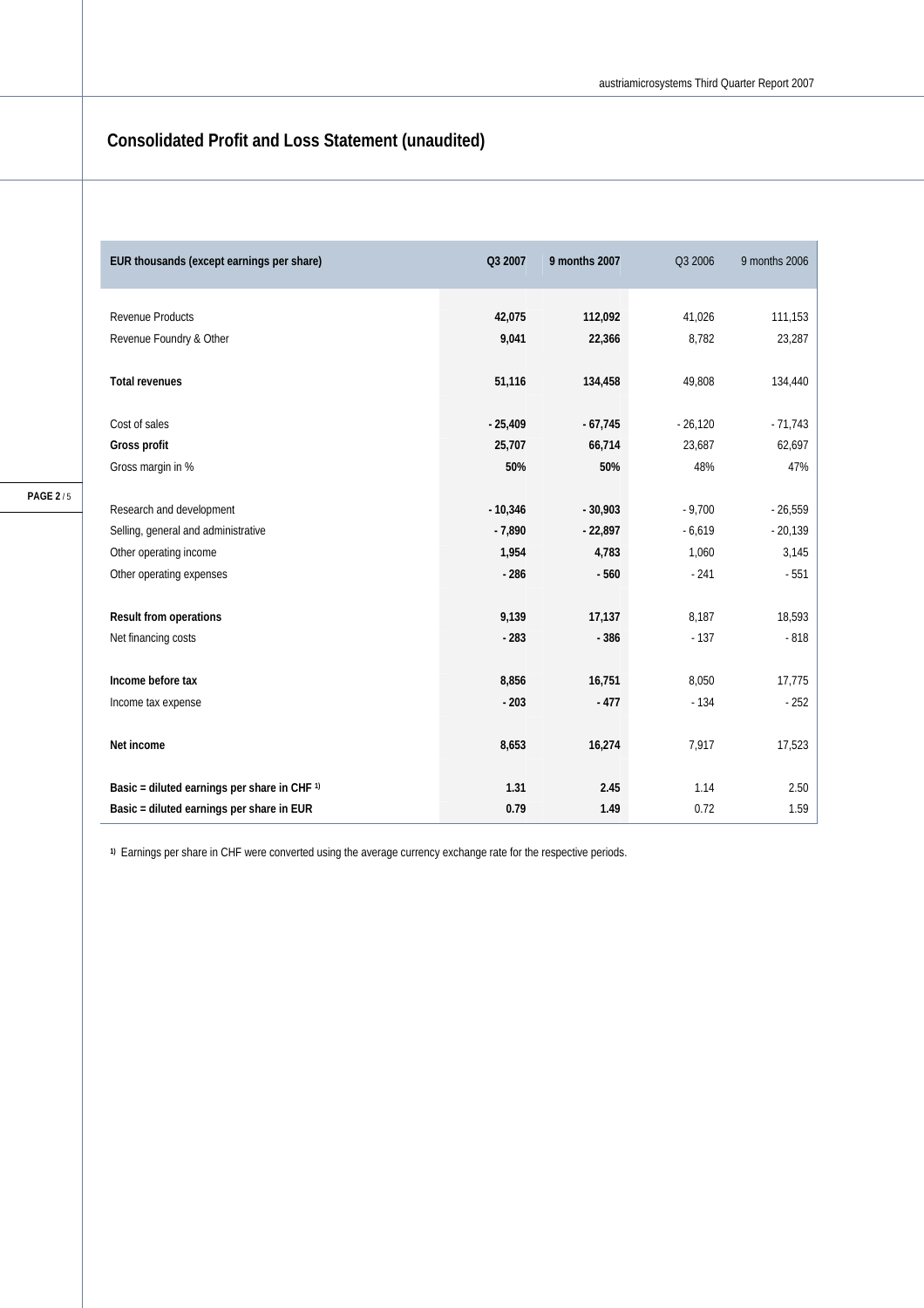## Consolidated Profit and Loss Statement (unaudited)

| EUR thousands (except earnings per share) | Q3 2007 | 9 months 2007 | Q3 2006 | 9 months 2006 |
|---|---|---|---|---|
| Revenue Products | **42,075** | **112,092** | 41,026 | 111,153 |
| Revenue Foundry & Other | **9,041** | **22,366** | 8,782 | 23,287 |
| **Total revenues** | **51,116** | **134,458** | 49,808 | 134,440 |
| Cost of sales | **- 25,409** | **- 67,745** | - 26,120 | - 71,743 |
| **Gross profit** | **25,707** | **66,714** | 23,687 | 62,697 |
| Gross margin in % | **50%** | **50%** | 48% | 47% |
| Research and development | **- 10,346** | **- 30,903** | - 9,700 | - 26,559 |
| Selling, general and administrative | **- 7,890** | **- 22,897** | - 6,619 | - 20,139 |
| Other operating income | **1,954** | **4,783** | 1,060 | 3,145 |
| Other operating expenses | **- 286** | **- 560** | - 241 | - 551 |
| **Result from operations** | **9,139** | **17,137** | 8,187 | 18,593 |
| Net financing costs | **- 283** | **- 386** | - 137 | - 818 |
| **Income before tax** | **8,856** | **16,751** | 8,050 | 17,775 |
| Income tax expense | **- 203** | **- 477** | - 134 | - 252 |
| **Net income** | **8,653** | **16,274** | 7,917 | 17,523 |
| **Basic = diluted earnings per share in CHF [1)]** | **1.31** | **2.45** | 1.14 | 2.50 |
| **Basic = diluted earnings per share in EUR** | **0.79** | **1.49** | 0.72 | 1.59 |

[1)] Earnings per share in CHF were converted using the average currency exchange rate for the respective periods.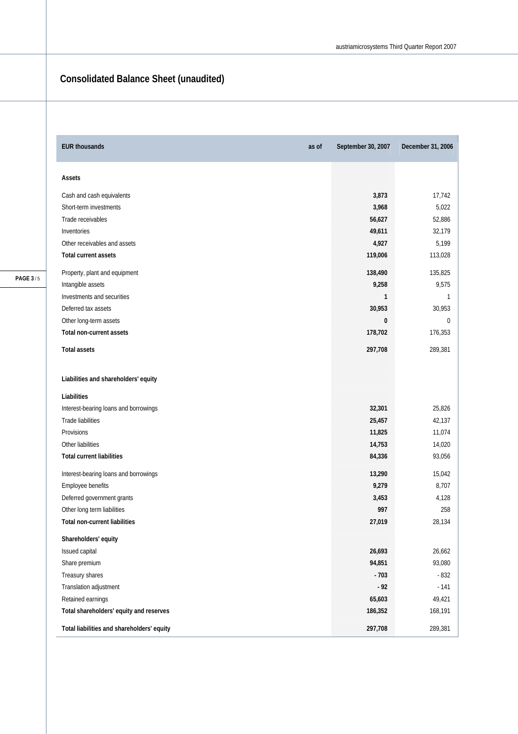## Consolidated Balance Sheet (unaudited)

| EUR thousands as of | September 30, 2007 | December 31, 2006 |
|---|---|---|
| **Assets** | | |
| Cash and cash equivalents | **3,873** | 17,742 |
| Short-term investments | **3,968** | 5,022 |
| Trade receivables | **56,627** | 52,886 |
| Inventories | **49,611** | 32,179 |
| Other receivables and assets | **4,927** | 5,199 |
| **Total current assets** | **119,006** | 113,028 |
| Property, plant and equipment | **138,490** | 135,825 |
| Intangible assets | **9,258** | 9,575 |
| Investments and securities | **1** | 1 |
| Deferred tax assets | **30,953** | 30,953 |
| Other long-term assets | **0** | 0 |
| **Total non-current assets** | **178,702** | 176,353 |
| **Total assets** | **297,708** | 289,381 |
| **Liabilities and shareholders' equity** | | |
| **Liabilities** | | |
| Interest-bearing loans and borrowings | **32,301** | 25,826 |
| Trade liabilities | **25,457** | 42,137 |
| Provisions | **11,825** | 11,074 |
| Other liabilities | **14,753** | 14,020 |
| **Total current liabilities** | **84,336** | 93,056 |
| Interest-bearing loans and borrowings | **13,290** | 15,042 |
| Employee benefits | **9,279** | 8,707 |
| Deferred government grants | **3,453** | 4,128 |
| Other long term liabilities | **997** | 258 |
| **Total non-current liabilities** | **27,019** | 28,134 |
| **Shareholders' equity** | | |
| Issued capital | **26,693** | 26,662 |
| Share premium | **94,851** | 93,080 |
| Treasury shares | **- 703** | - 832 |
| Translation adjustment | **- 92** | - 141 |
| Retained earnings | **65,603** | 49,421 |
| **Total shareholders' equity and reserves** | **186,352** | 168,191 |
| **Total liabilities and shareholders' equity** | **297,708** | 289,381 |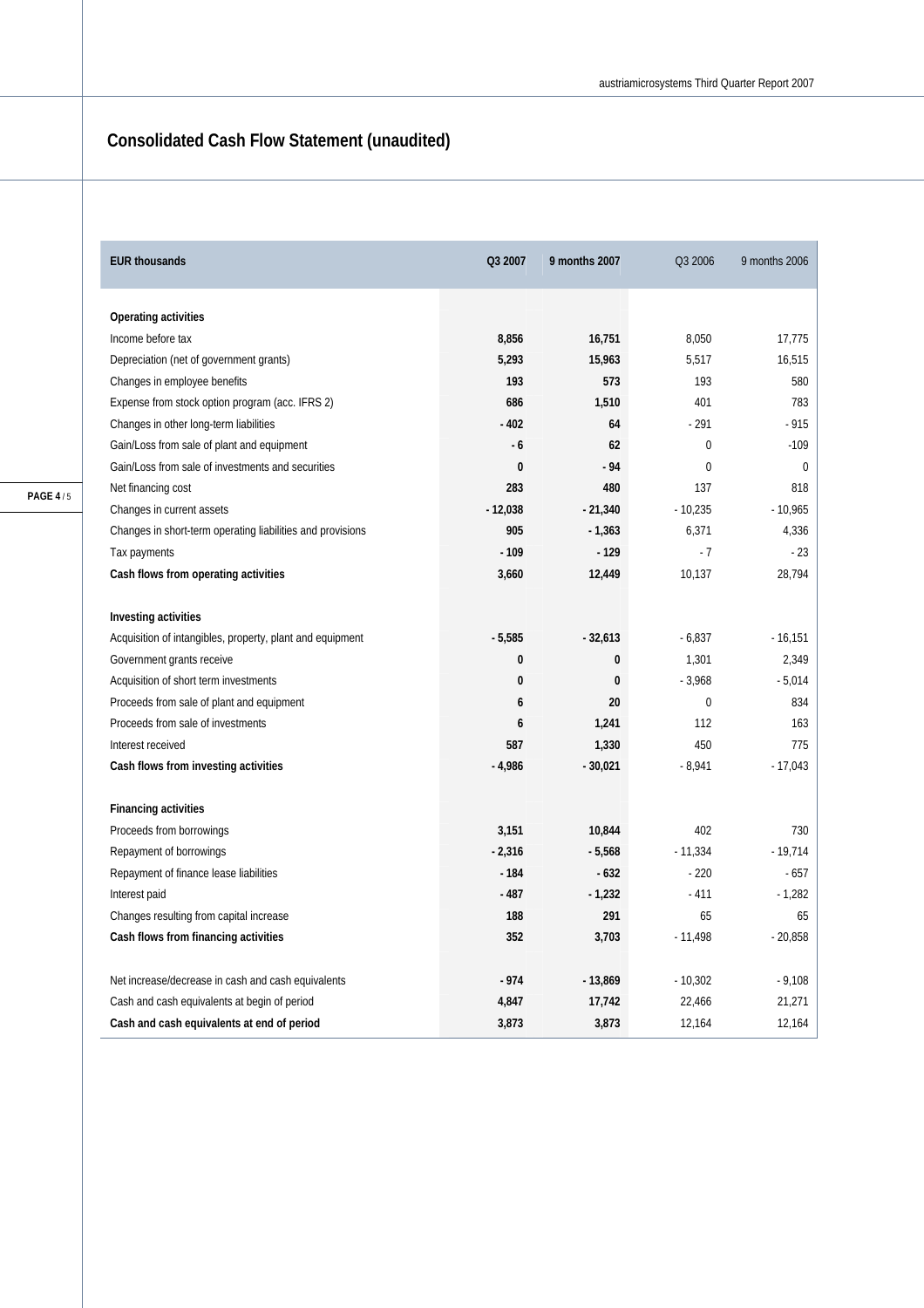## Consolidated Cash Flow Statement (unaudited)

| EUR thousands | Q3 2007 | 9 months 2007 | Q3 2006 | 9 months 2006 |
|---|---|---|---|---|
| **Operating activities** | | | | |
| Income before tax | **8,856** | **16,751** | 8,050 | 17,775 |
| Depreciation (net of government grants) | **5,293** | **15,963** | 5,517 | 16,515 |
| Changes in employee benefits | **193** | **573** | 193 | 580 |
| Expense from stock option program (acc. IFRS 2) | **686** | **1,510** | 401 | 783 |
| Changes in other long-term liabilities | **- 402** | **64** | - 291 | - 915 |
| Gain/Loss from sale of plant and equipment | **- 6** | **62** | 0 | -109 |
| Gain/Loss from sale of investments and securities | **0** | **- 94** | 0 | 0 |
| Net financing cost | **283** | **480** | 137 | 818 |
| Changes in current assets | **- 12,038** | **- 21,340** | - 10,235 | - 10,965 |
| Changes in short-term operating liabilities and provisions | **905** | **- 1,363** | 6,371 | 4,336 |
| Tax payments | **- 109** | **- 129** | - 7 | - 23 |
| **Cash flows from operating activities** | **3,660** | **12,449** | 10,137 | 28,794 |
| **Investing activities** | | | | |
| Acquisition of intangibles, property, plant and equipment | **- 5,585** | **- 32,613** | - 6,837 | - 16,151 |
| Government grants receive | **0** | **0** | 1,301 | 2,349 |
| Acquisition of short term investments | **0** | **0** | - 3,968 | - 5,014 |
| Proceeds from sale of plant and equipment | **6** | **20** | 0 | 834 |
| Proceeds from sale of investments | **6** | **1,241** | 112 | 163 |
| Interest received | **587** | **1,330** | 450 | 775 |
| **Cash flows from investing activities** | **- 4,986** | **- 30,021** | - 8,941 | - 17,043 |
| **Financing activities** | | | | |
| Proceeds from borrowings | **3,151** | **10,844** | 402 | 730 |
| Repayment of borrowings | **- 2,316** | **- 5,568** | - 11,334 | - 19,714 |
| Repayment of finance lease liabilities | **- 184** | **- 632** | - 220 | - 657 |
| Interest paid | **- 487** | **- 1,232** | - 411 | - 1,282 |
| Changes resulting from capital increase | **188** | **291** | 65 | 65 |
| **Cash flows from financing activities** | **352** | **3,703** | - 11,498 | - 20,858 |
| Net increase/decrease in cash and cash equivalents | **- 974** | **- 13,869** | - 10,302 | - 9,108 |
| Cash and cash equivalents at begin of period | **4,847** | **17,742** | 22,466 | 21,271 |
| **Cash and cash equivalents at end of period** | **3,873** | **3,873** | 12,164 | 12,164 |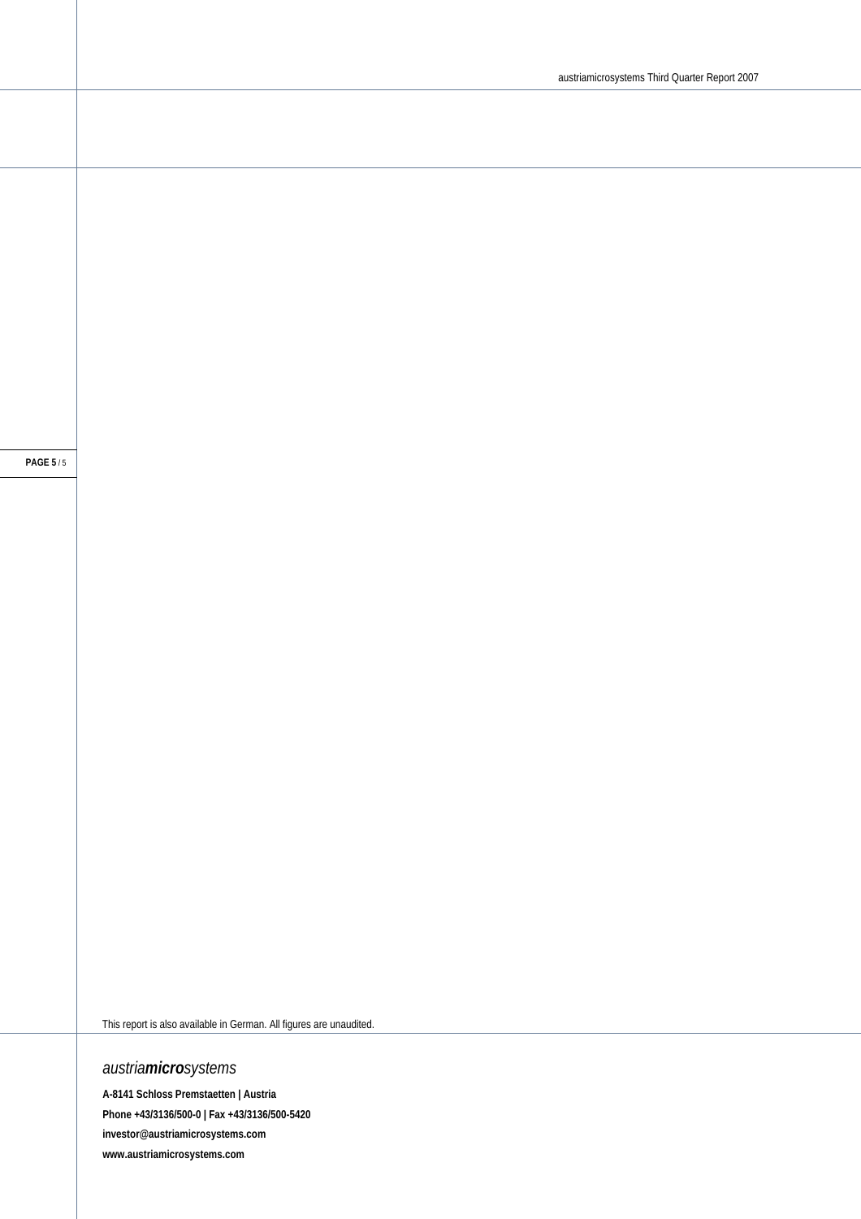This report is also available in German. All figures are unaudited.

*austria**micro**systems*

**A-8141 Schloss Premstaetten | Austria**

**Phone +43/3136/500-0 | Fax +43/3136/500-5420**

**investor@austriamicrosystems.com**

**www.austriamicrosystems.com**